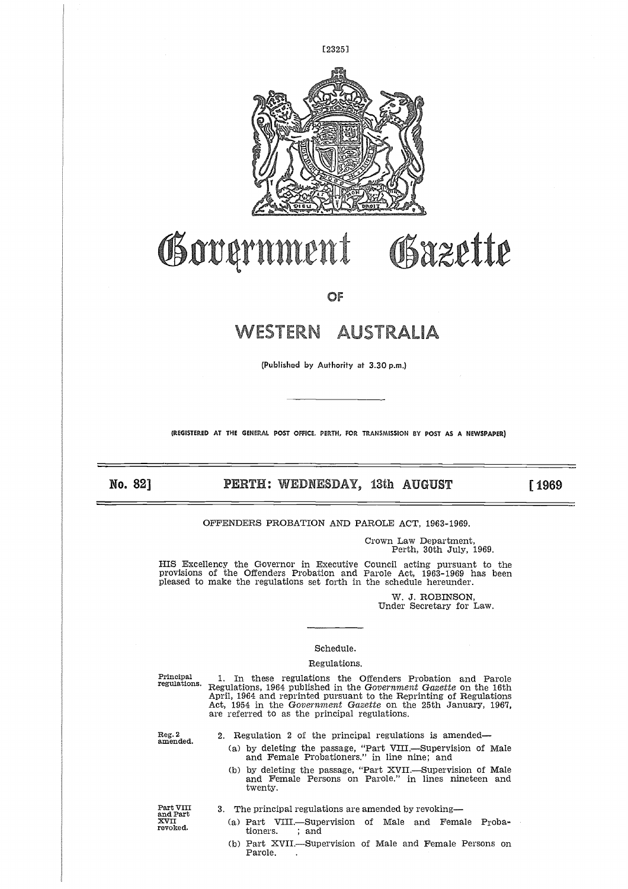# Government Gazette

## OF

# WESTERN AUSTRALIA

(Published by Authority at 3.30 p.m.)

(REGISTERED AT THE GENERAL POST OFFICE, PERTH, FOR TRANSMISSION BY POST AS A NEWSPAPER)

**No. 82] PERTH: WEDNESDAY, 13th AUGUST [1969**

OFFENDERS PROBATION AND PAROLE ACT, 1963-1969.

Crown Law Department,
Perth, 30th July, 1969.

HIS Excellency the Governor in Executive Council acting pursuant to the provisions of the Offenders Probation and Parole Act, 1963-1969 has been pleased to make the regulations set forth in the schedule hereunder.

W. J. ROBINSON,
Under Secretary for Law.

Schedule.

Regulations.

Principal regulations.

1. In these regulations the Offenders Probation and Parole Regulations, 1964 published in the *Government Gazette* on the 16th April, 1964 and reprinted pursuant to the Reprinting of Regulations Act, 1954 in the *Government Gazette* on the 25th January, 1967, are referred to as the principal regulations.

Reg. 2 amended.

2. Regulation 2 of the principal regulations is amended—

(a) by deleting the passage, "Part VIII.—Supervision of Male and Female Probationers." in line nine; and

(b) by deleting the passage, "Part XVII.—Supervision of Male and Female Persons on Parole." in lines nineteen and twenty.

Part VIII and Part XVII revoked.

3. The principal regulations are amended by revoking—

(a) Part VIII.—Supervision of Male and Female Probationers. ; and

(b) Part XVII.—Supervision of Male and Female Persons on Parole.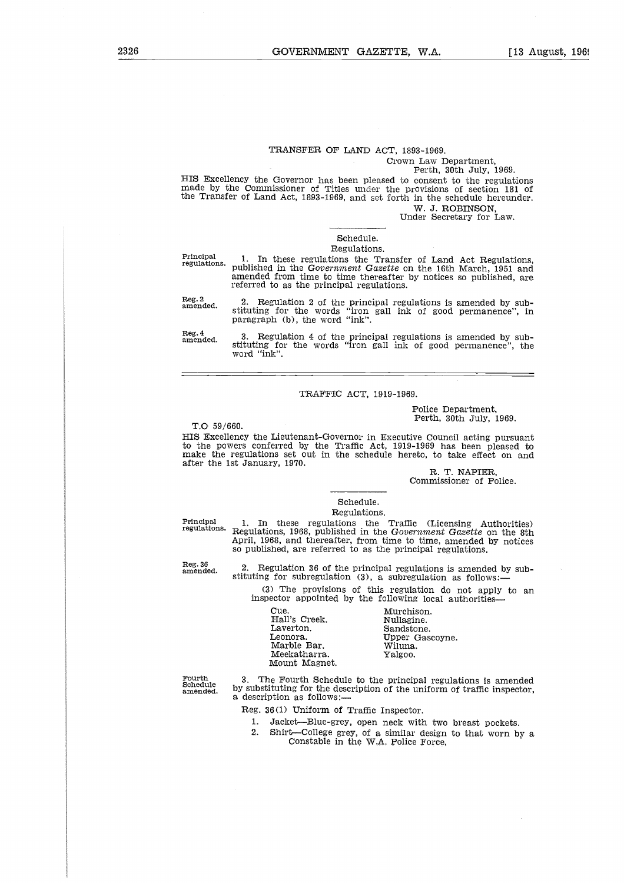## TRANSFER OF LAND ACT, 1893-1969.

Crown Law Department,
Perth, 30th July, 1969.

HIS Excellency the Governor has been pleased to consent to the regulations made by the Commissioner of Titles under the provisions of section 181 of the Transfer of Land Act, 1893-1969, and set forth in the schedule hereunder.

W. J. ROBINSON,
Under Secretary for Law.

### Schedule.

#### Regulations.

Principal regulations.

1. In these regulations the Transfer of Land Act Regulations, published in the *Government Gazette* on the 16th March, 1951 and amended from time to time thereafter by notices so published, are referred to as the principal regulations.

Reg. 2 amended.

2. Regulation 2 of the principal regulations is amended by substituting for the words "iron gall ink of good permanence", in paragraph (b), the word "ink".

Reg. 4 amended.

3. Regulation 4 of the principal regulations is amended by substituting for the words "iron gall ink of good permanence", the word "ink".

---

## TRAFFIC ACT, 1919-1969.

Police Department,
Perth, 30th July, 1969.

T.O 59/660.

HIS Excellency the Lieutenant-Governor in Executive Council acting pursuant to the powers conferred by the Traffic Act, 1919-1969 has been pleased to make the regulations set out in the schedule hereto, to take effect on and after the 1st January, 1970.

R. T. NAPIER,
Commissioner of Police.

### Schedule.

#### Regulations.

Principal regulations.

1. In these regulations the Traffic (Licensing Authorities) Regulations, 1968, published in the *Government Gazette* on the 8th April, 1968, and thereafter, from time to time, amended by notices so published, are referred to as the principal regulations.

Reg. 36 amended.

2. Regulation 36 of the principal regulations is amended by substituting for subregulation (3), a subregulation as follows:—

(3) The provisions of this regulation do not apply to an inspector appointed by the following local authorities—

| | |
|---|---|
| Cue. | Murchison. |
| Hall's Creek. | Nullagine. |
| Laverton. | Sandstone. |
| Leonora. | Upper Gascoyne. |
| Marble Bar. | Wiluna. |
| Meekatharra. | Yalgoo. |
| Mount Magnet. | |

Fourth Schedule amended.

3. The Fourth Schedule to the principal regulations is amended by substituting for the description of the uniform of traffic inspector, a description as follows:—

Reg. 36(1) Uniform of Traffic Inspector.

1. Jacket—Blue-grey, open neck with two breast pockets.
2. Shirt—College grey, of a similar design to that worn by a Constable in the W.A. Police Force,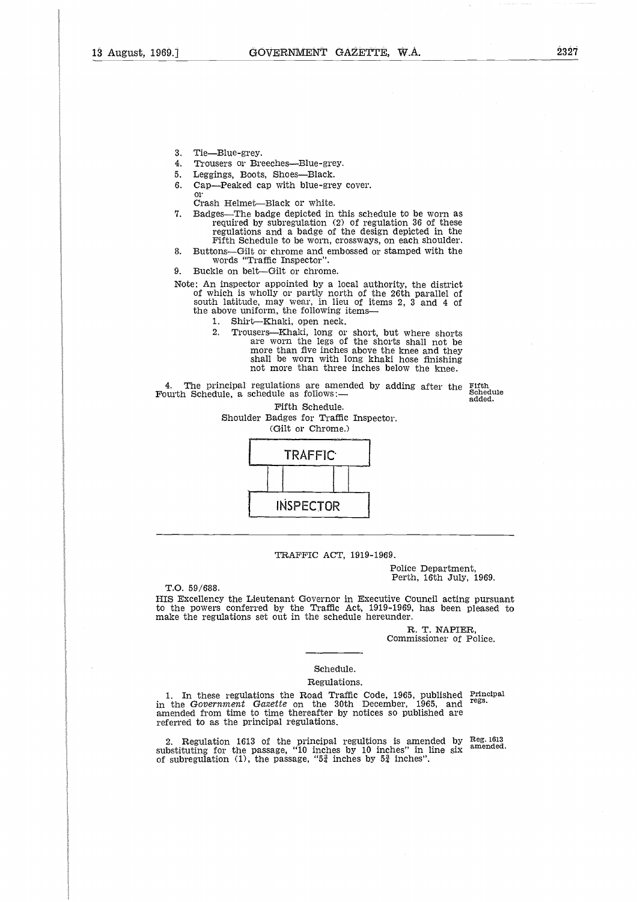3. Tie—Blue-grey.
4. Trousers or Breeches—Blue-grey.
5. Leggings, Boots, Shoes—Black.
6. Cap—Peaked cap with blue-grey cover.
   or
   Crash Helmet—Black or white.
7. Badges—The badge depicted in this schedule to be worn as required by subregulation (2) of regulation 36 of these regulations and a badge of the design depicted in the Fifth Schedule to be worn, crossways, on each shoulder.
8. Buttons—Gilt or chrome and embossed or stamped with the words "Traffic Inspector".
9. Buckle on belt—Gilt or chrome.

Note: An inspector appointed by a local authority, the district of which is wholly or partly north of the 26th parallel of south latitude, may wear, in lieu of items 2, 3 and 4 of the above uniform, the following items—

1. Shirt—Khaki, open neck.
2. Trousers—Khaki, long or short, but where shorts are worn the legs of the shorts shall not be more than five inches above the knee and they shall be worn with long khaki hose finishing not more than three inches below the knee.

Fifth Schedule added.

4. The principal regulations are amended by adding after the Fourth Schedule, a schedule as follows:—

Fifth Schedule.

Shoulder Badges for Traffic Inspector.

(Gilt or Chrome.)

TRAFFIC

INSPECTOR

---

TRAFFIC ACT, 1919-1969.

Police Department,
Perth, 16th July, 1969.

T.O. 59/688.

HIS Excellency the Lieutenant Governor in Executive Council acting pursuant to the powers conferred by the Traffic Act, 1919-1969, has been pleased to make the regulations set out in the schedule hereunder.

R. T. NAPIER,
Commissioner of Police.

---

Schedule.

Regulations.

Principal regs.

1. In these regulations the Road Traffic Code, 1965, published in the *Government Gazette* on the 30th December, 1965, and amended from time to time thereafter by notices so published are referred to as the principal regulations.

Reg. 1613 amended.

2. Regulation 1613 of the principal regultions is amended by substituting for the passage, "10 inches by 10 inches" in line six of subregulation (1), the passage, "5¾ inches by 5¾ inches".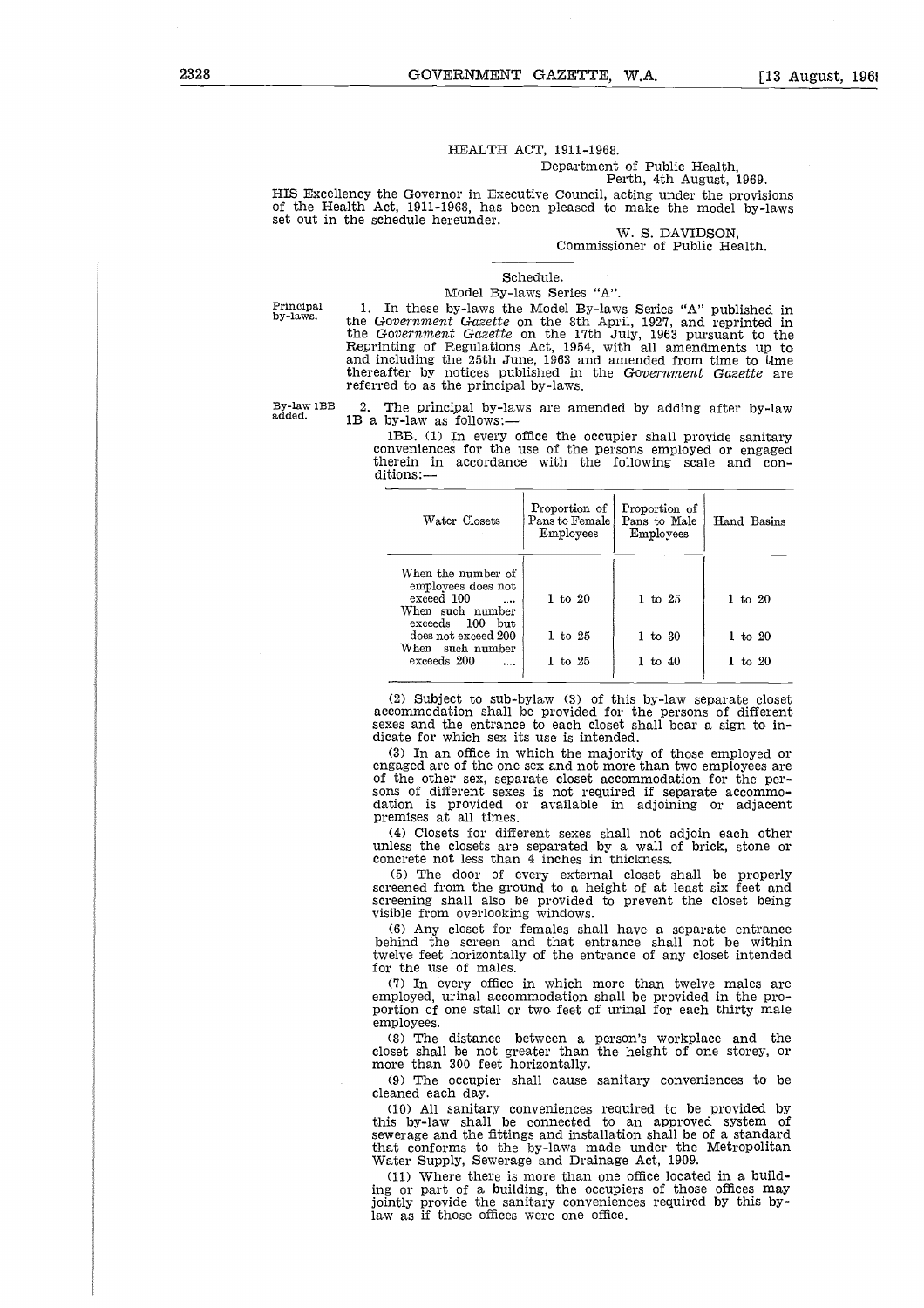HEALTH ACT, 1911-1968.

Department of Public Health,
Perth, 4th August, 1969.

HIS Excellency the Governor in Executive Council, acting under the provisions of the Health Act, 1911-1968, has been pleased to make the model by-laws set out in the schedule hereunder.

W. S. DAVIDSON,
Commissioner of Public Health.

Schedule.

Model By-laws Series "A".

Principal by-laws.

1. In these by-laws the Model By-laws Series "A" published in the *Government Gazette* on the 8th April, 1927, and reprinted in the *Government Gazette* on the 17th July, 1963 pursuant to the Reprinting of Regulations Act, 1954, with all amendments up to and including the 25th June, 1963 and amended from time to time thereafter by notices published in the *Government Gazette* are referred to as the principal by-laws.

By-law 1BB added.

2. The principal by-laws are amended by adding after by-law 1B a by-law as follows:—

1BB. (1) In every office the occupier shall provide sanitary conveniences for the use of the persons employed or engaged therein in accordance with the following scale and conditions:—

| Water Closets | Proportion of Pans to Female Employees | Proportion of Pans to Male Employees | Hand Basins |
|---|---|---|---|
| When the number of employees does not exceed 100 .... | 1 to 20 | 1 to 25 | 1 to 20 |
| When such number exceeds 100 but does not exceed 200 | 1 to 25 | 1 to 30 | 1 to 20 |
| When such number exceeds 200 .... | 1 to 25 | 1 to 40 | 1 to 20 |

(2) Subject to sub-bylaw (3) of this by-law separate closet accommodation shall be provided for the persons of different sexes and the entrance to each closet shall bear a sign to indicate for which sex its use is intended.

(3) In an office in which the majority of those employed or engaged are of the one sex and not more than two employees are of the other sex, separate closet accommodation for the persons of different sexes is not required if separate accommodation is provided or available in adjoining or adjacent premises at all times.

(4) Closets for different sexes shall not adjoin each other unless the closets are separated by a wall of brick, stone or concrete not less than 4 inches in thickness.

(5) The door of every external closet shall be properly screened from the ground to a height of at least six feet and screening shall also be provided to prevent the closet being visible from overlooking windows.

(6) Any closet for females shall have a separate entrance behind the screen and that entrance shall not be within twelve feet horizontally of the entrance of any closet intended for the use of males.

(7) In every office in which more than twelve males are employed, urinal accommodation shall be provided in the proportion of one stall or two feet of urinal for each thirty male employees.

(8) The distance between a person's workplace and the closet shall be not greater than the height of one storey, or more than 300 feet horizontally.

(9) The occupier shall cause sanitary conveniences to be cleaned each day.

(10) All sanitary conveniences required to be provided by this by-law shall be connected to an approved system of sewerage and the fittings and installation shall be of a standard that conforms to the by-laws made under the Metropolitan Water Supply, Sewerage and Drainage Act, 1909.

(11) Where there is more than one office located in a building or part of a building, the occupiers of those offices may jointly provide the sanitary conveniences required by this by-law as if those offices were one office.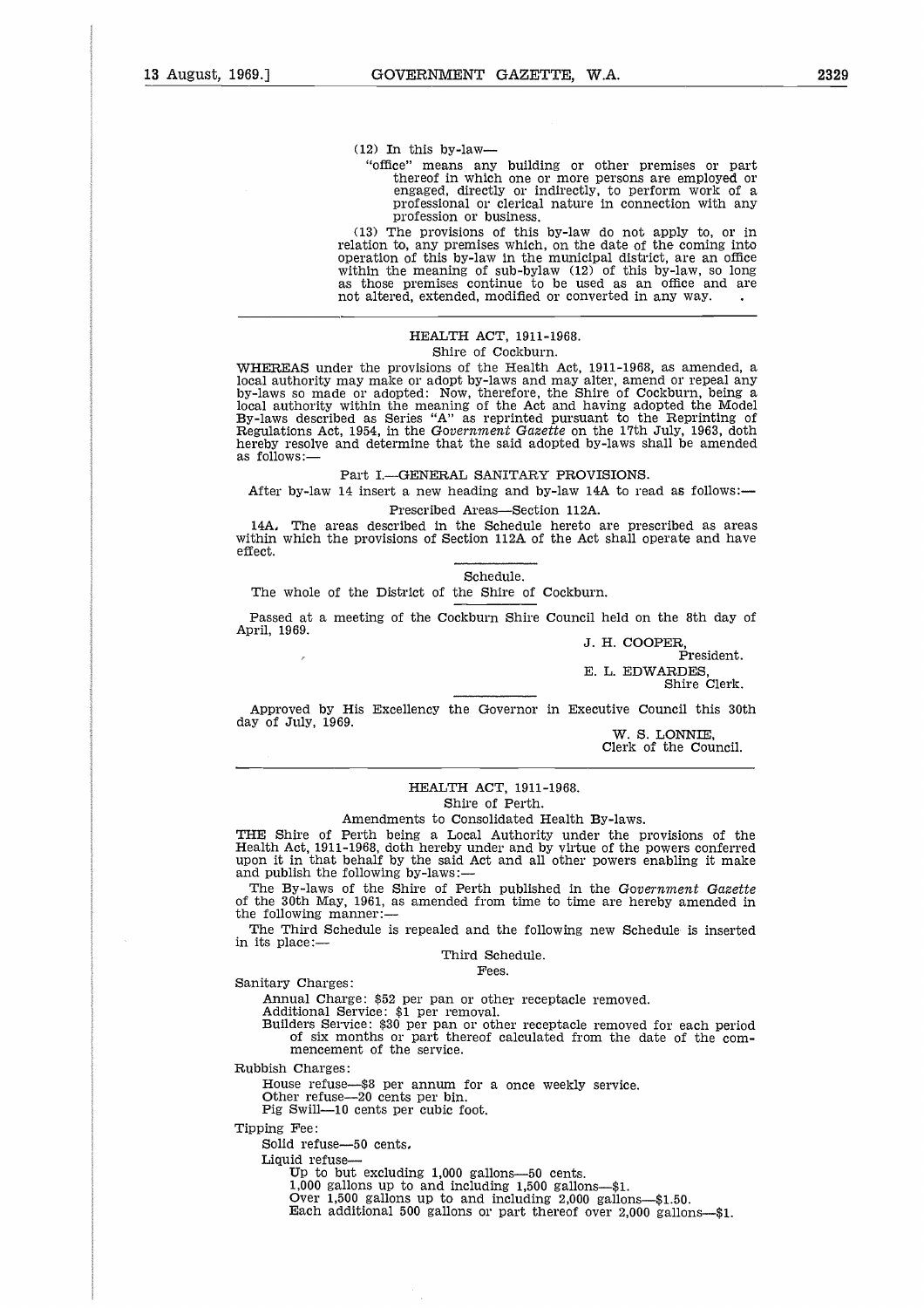(12) In this by-law—

"office" means any building or other premises or part thereof in which one or more persons are employed or engaged, directly or indirectly, to perform work of a professional or clerical nature in connection with any profession or business.

(13) The provisions of this by-law do not apply to, or in relation to, any premises which, on the date of the coming into operation of this by-law in the municipal district, are an office within the meaning of sub-bylaw (12) of this by-law, so long as those premises continue to be used as an office and are not altered, extended, modified or converted in any way.

---

## HEALTH ACT, 1911-1968.

Shire of Cockburn.

WHEREAS under the provisions of the Health Act, 1911-1968, as amended, a local authority may make or adopt by-laws and may alter, amend or repeal any by-laws so made or adopted: Now, therefore, the Shire of Cockburn, being a local authority within the meaning of the Act and having adopted the Model By-laws described as Series "A" as reprinted pursuant to the Reprinting of Regulations Act, 1954, in the *Government Gazette* on the 17th July, 1963, doth hereby resolve and determine that the said adopted by-laws shall be amended as follows:—

Part I.—GENERAL SANITARY PROVISIONS.

After by-law 14 insert a new heading and by-law 14A to read as follows:—

Prescribed Areas—Section 112A.

14A. The areas described in the Schedule hereto are prescribed as areas within which the provisions of Section 112A of the Act shall operate and have effect.

Schedule.

The whole of the District of the Shire of Cockburn.

Passed at a meeting of the Cockburn Shire Council held on the 8th day of April, 1969.

J. H. COOPER,
President.

E. L. EDWARDES,
Shire Clerk.

Approved by His Excellency the Governor in Executive Council this 30th day of July, 1969.

W. S. LONNIE,
Clerk of the Council.

---

## HEALTH ACT, 1911-1968.

Shire of Perth.

Amendments to Consolidated Health By-laws.

THE Shire of Perth being a Local Authority under the provisions of the Health Act, 1911-1968, doth hereby under and by virtue of the powers conferred upon it in that behalf by the said Act and all other powers enabling it make and publish the following by-laws:—

The By-laws of the Shire of Perth published in the *Government Gazette* of the 30th May, 1961, as amended from time to time are hereby amended in the following manner:—

The Third Schedule is repealed and the following new Schedule is inserted in its place:—

Third Schedule.

Fees.

Sanitary Charges:

Annual Charge: $52 per pan or other receptacle removed.

Additional Service: $1 per removal.

Builders Service: $30 per pan or other receptacle removed for each period of six months or part thereof calculated from the date of the commencement of the service.

Rubbish Charges:

House refuse—$8 per annum for a once weekly service.

Other refuse—20 cents per bin.

Pig Swill—10 cents per cubic foot.

Tipping Fee:

Solid refuse—50 cents.

Liquid refuse—

Up to but excluding 1,000 gallons—50 cents.

1,000 gallons up to and including 1,500 gallons—$1.

Over 1,500 gallons up to and including 2,000 gallons—$1.50.

Each additional 500 gallons or part thereof over 2,000 gallons—$1.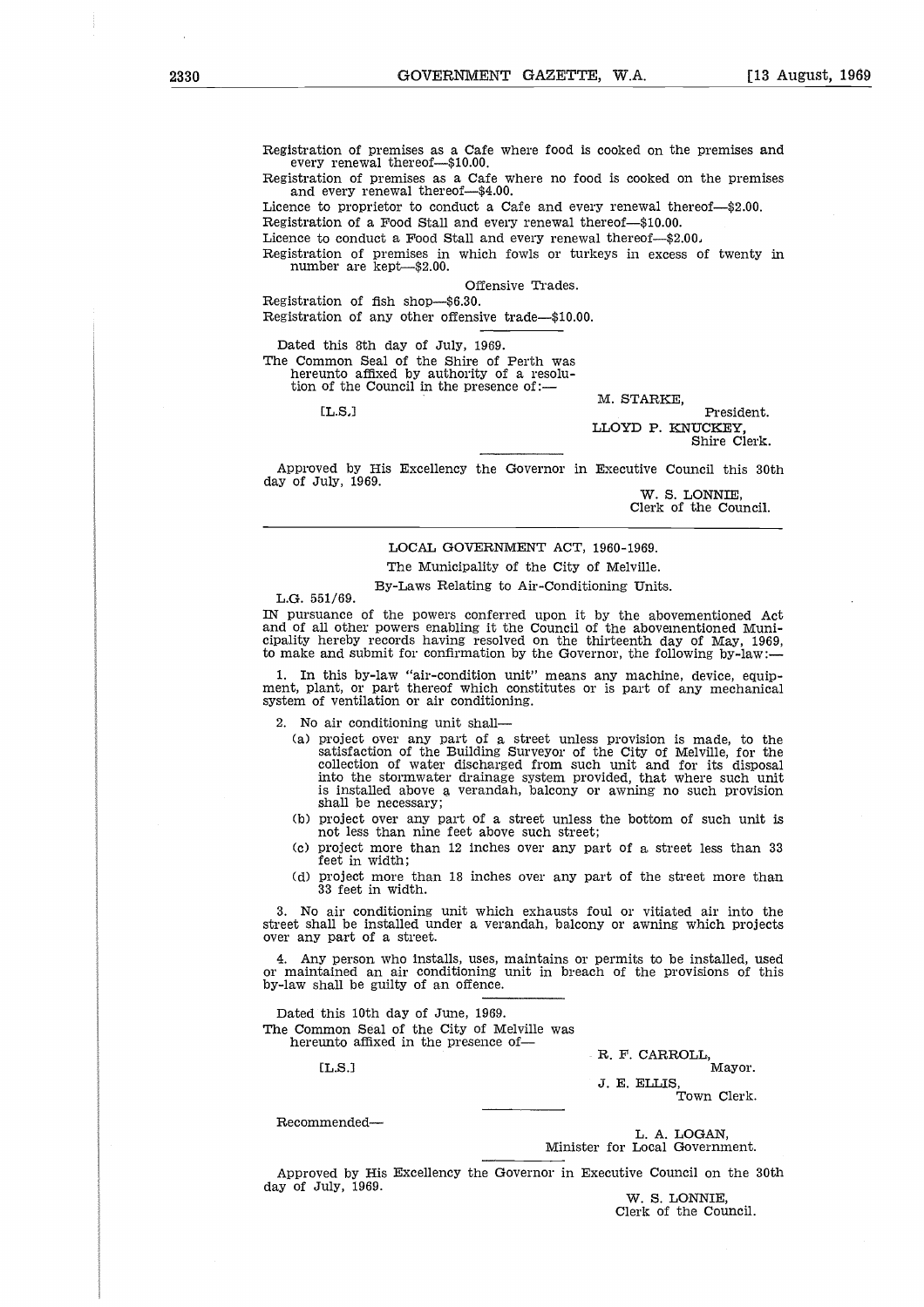Registration of premises as a Cafe where food is cooked on the premises and every renewal thereof—$10.00.

Registration of premises as a Cafe where no food is cooked on the premises and every renewal thereof—$4.00.

Licence to proprietor to conduct a Cafe and every renewal thereof—$2.00.

Registration of a Food Stall and every renewal thereof—$10.00.

Licence to conduct a Food Stall and every renewal thereof—$2.00.

Registration of premises in which fowls or turkeys in excess of twenty in number are kept—$2.00.

Offensive Trades.

Registration of fish shop—$6.30.

Registration of any other offensive trade—$10.00.

---

Dated this 8th day of July, 1969.

The Common Seal of the Shire of Perth was hereunto affixed by authority of a resolution of the Council in the presence of:—

[L.S.]

M. STARKE, President.

LLOYD P. KNUCKEY, Shire Clerk.

---

Approved by His Excellency the Governor in Executive Council this 30th day of July, 1969.

W. S. LONNIE, Clerk of the Council.

---

LOCAL GOVERNMENT ACT, 1960-1969.

The Municipality of the City of Melville.

By-Laws Relating to Air-Conditioning Units.

L.G. 551/69.

IN pursuance of the powers conferred upon it by the abovementioned Act and of all other powers enabling it the Council of the abovementioned Municipality hereby records having resolved on the thirteenth day of May, 1969, to make and submit for confirmation by the Governor, the following by-law:—

1. In this by-law "air-condition unit" means any machine, device, equipment, plant, or part thereof which constitutes or is part of any mechanical system of ventilation or air conditioning.

2. No air conditioning unit shall—

(a) project over any part of a street unless provision is made, to the satisfaction of the Building Surveyor of the City of Melville, for the collection of water discharged from such unit and for its disposal into the stormwater drainage system provided, that where such unit is installed above a verandah, balcony or awning no such provision shall be necessary;

(b) project over any part of a street unless the bottom of such unit is not less than nine feet above such street;

(c) project more than 12 inches over any part of a street less than 33 feet in width;

(d) project more than 18 inches over any part of the street more than 33 feet in width.

3. No air conditioning unit which exhausts foul or vitiated air into the street shall be installed under a verandah, balcony or awning which projects over any part of a street.

4. Any person who installs, uses, maintains or permits to be installed, used or maintained an air conditioning unit in breach of the provisions of this by-law shall be guilty of an offence.

---

Dated this 10th day of June, 1969.

The Common Seal of the City of Melville was hereunto affixed in the presence of—

[L.S.]

R. F. CARROLL, Mayor.

J. E. ELLIS, Town Clerk.

---

Recommended—

L. A. LOGAN, Minister for Local Government.

---

Approved by His Excellency the Governor in Executive Council on the 30th day of July, 1969.

W. S. LONNIE, Clerk of the Council.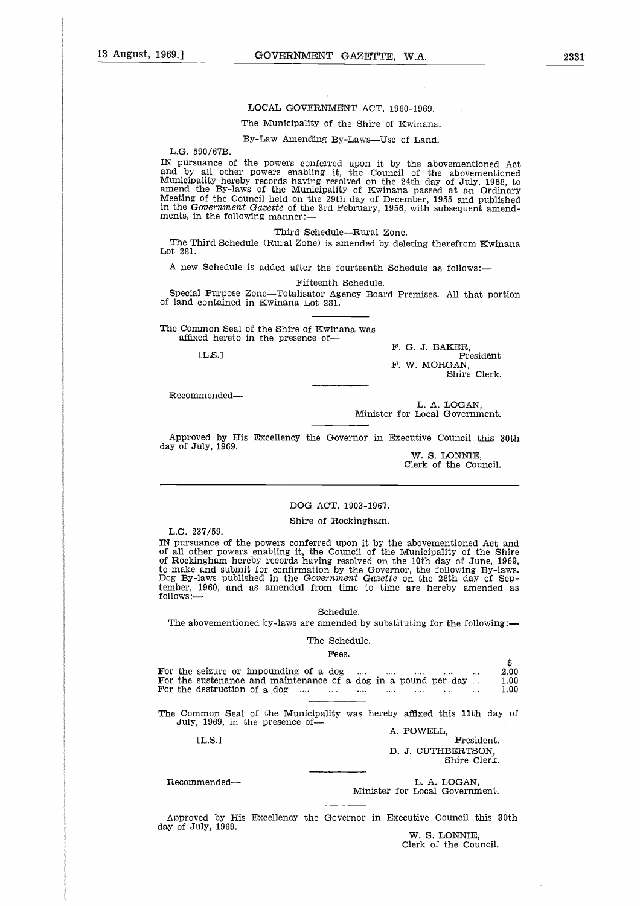LOCAL GOVERNMENT ACT, 1960-1969.

The Municipality of the Shire of Kwinana.

By-Law Amending By-Laws—Use of Land.

L.G. 590/67B.

IN pursuance of the powers conferred upon it by the abovementioned Act and by all other powers enabling it, the Council of the abovementioned Municipality hereby records having resolved on the 24th day of July, 1968, to amend the By-laws of the Municipality of Kwinana passed at an Ordinary Meeting of the Council held on the 29th day of December, 1955 and published in the *Government Gazette* of the 3rd February, 1956, with subsequent amendments, in the following manner:—

Third Schedule—Rural Zone.

The Third Schedule (Rural Zone) is amended by deleting therefrom Kwinana Lot 281.

A new Schedule is added after the fourteenth Schedule as follows:—

Fifteenth Schedule.

Special Purpose Zone—Totalisator Agency Board Premises. All that portion of land contained in Kwinana Lot 281.

The Common Seal of the Shire of Kwinana was affixed hereto in the presence of—

[L.S.]

F. G. J. BAKER,
President
F. W. MORGAN,
Shire Clerk.

Recommended—

L. A. LOGAN,
Minister for Local Government.

Approved by His Excellency the Governor in Executive Council this 30th day of July, 1969.

W. S. LONNIE,
Clerk of the Council.

---

DOG ACT, 1903-1967.

Shire of Rockingham.

L.G. 237/59.

IN pursuance of the powers conferred upon it by the abovementioned Act and of all other powers enabling it, the Council of the Municipality of the Shire of Rockingham hereby records having resolved on the 10th day of June, 1969, to make and submit for confirmation by the Governor, the following By-laws. Dog By-laws published in the *Government Gazette* on the 28th day of September, 1960, and as amended from time to time are hereby amended as follows:—

Schedule.

The abovementioned by-laws are amended by substituting for the following:—

The Schedule.

Fees.

| | $ |
|---|---|
| For the seizure or impounding of a dog | 2.00 |
| For the sustenance and maintenance of a dog in a pound per day | 1.00 |
| For the destruction of a dog | 1.00 |

The Common Seal of the Municipality was hereby affixed this 11th day of July, 1969, in the presence of—

[L.S.]

A. POWELL,
President.
D. J. CUTHBERTSON,
Shire Clerk.

Recommended—

L. A. LOGAN,
Minister for Local Government.

Approved by His Excellency the Governor in Executive Council this 30th day of July, 1969.

W. S. LONNIE,
Clerk of the Council.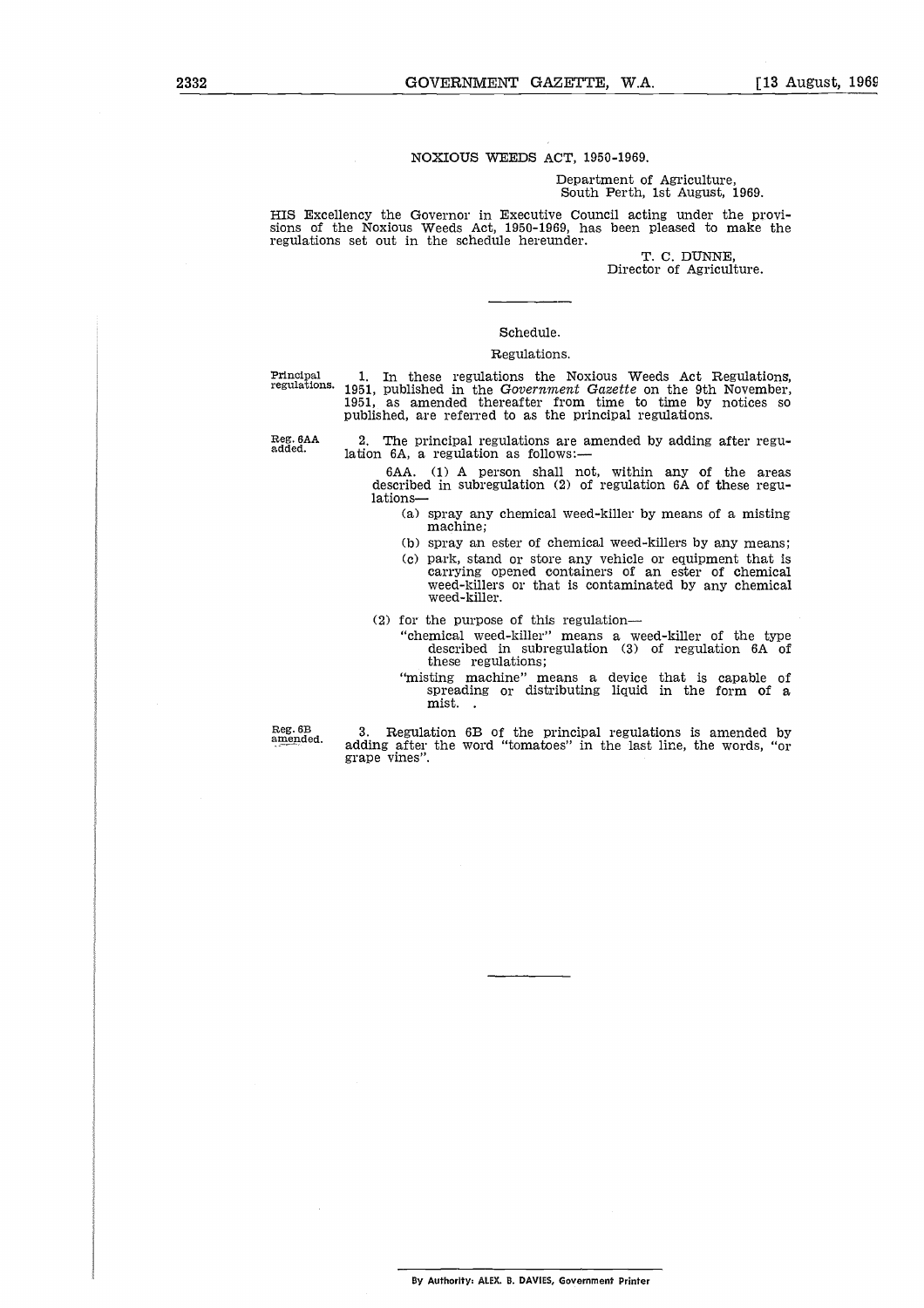## NOXIOUS WEEDS ACT, 1950-1969.

Department of Agriculture,
South Perth, 1st August, 1969.

HIS Excellency the Governor in Executive Council acting under the provisions of the Noxious Weeds Act, 1950-1969, has been pleased to make the regulations set out in the schedule hereunder.

T. C. DUNNE,
Director of Agriculture.

---

### Schedule.

### Regulations.

Principal regulations.

1. In these regulations the Noxious Weeds Act Regulations, 1951, published in the *Government Gazette* on the 9th November, 1951, as amended thereafter from time to time by notices so published, are referred to as the principal regulations.

Reg. 6AA added.

2. The principal regulations are amended by adding after regulation 6A, a regulation as follows:—

6AA. (1) A person shall not, within any of the areas described in subregulation (2) of regulation 6A of these regulations—

(a) spray any chemical weed-killer by means of a misting machine;

(b) spray an ester of chemical weed-killers by any means;

(c) park, stand or store any vehicle or equipment that is carrying opened containers of an ester of chemical weed-killers or that is contaminated by any chemical weed-killer.

(2) for the purpose of this regulation—

"chemical weed-killer" means a weed-killer of the type described in subregulation (3) of regulation 6A of these regulations;

"misting machine" means a device that is capable of spreading or distributing liquid in the form of a mist. .

Reg. 6B amended.

3. Regulation 6B of the principal regulations is amended by adding after the word "tomatoes" in the last line, the words, "or grape vines".

---

By Authority: ALEX. B. DAVIES, Government Printer